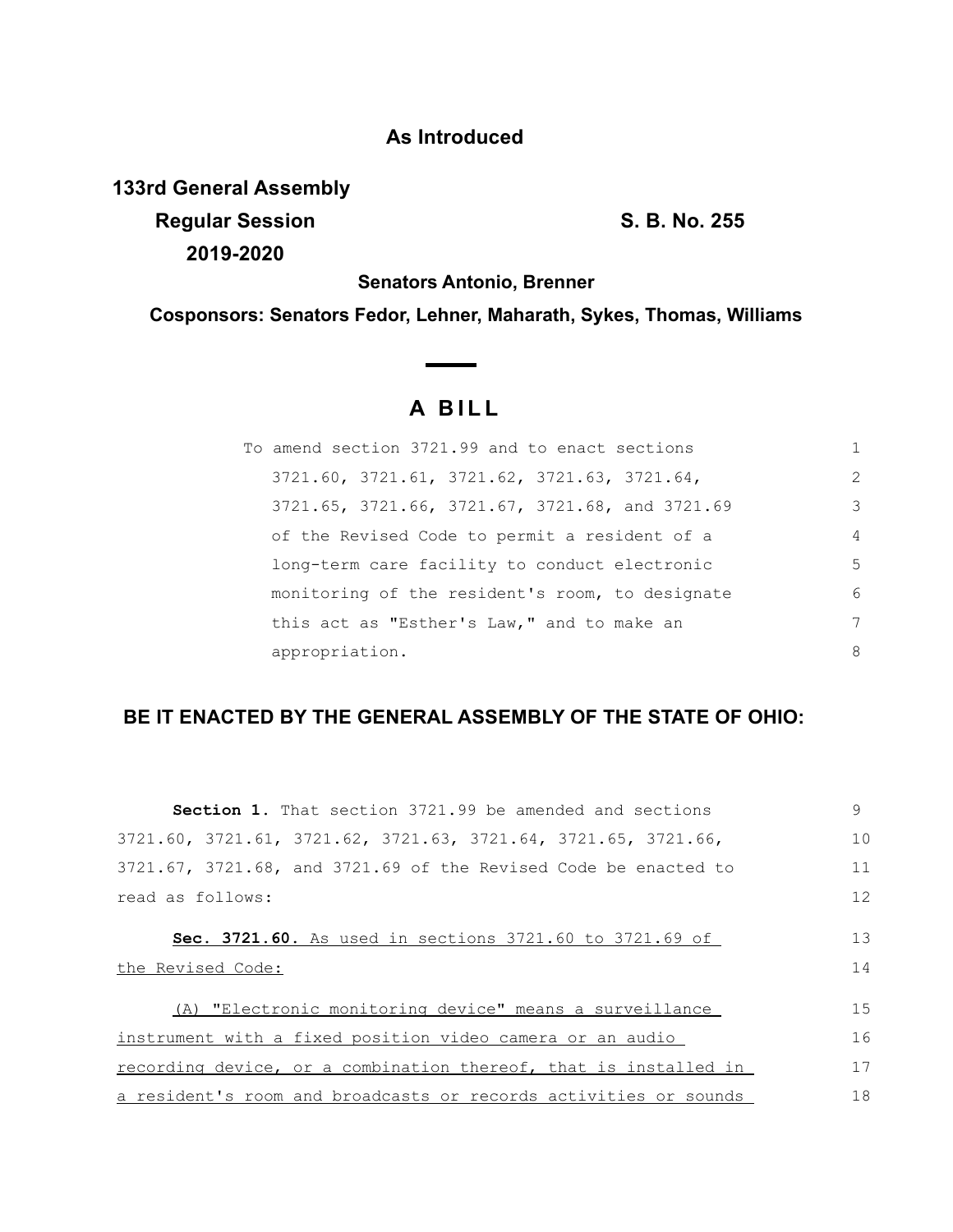**As Introduced**

**133rd General Assembly**
**Regular Session** **S. B. No. 255**
**2019-2020**

**Senators Antonio, Brenner**

**Cosponsors: Senators Fedor, Lehner, Maharath, Sykes, Thomas, Williams**

# A BILL

To amend section 3721.99 and to enact sections 3721.60, 3721.61, 3721.62, 3721.63, 3721.64, 3721.65, 3721.66, 3721.67, 3721.68, and 3721.69 of the Revised Code to permit a resident of a long-term care facility to conduct electronic monitoring of the resident's room, to designate this act as "Esther's Law," and to make an appropriation.

**BE IT ENACTED BY THE GENERAL ASSEMBLY OF THE STATE OF OHIO:**

**Section 1.** That section 3721.99 be amended and sections 3721.60, 3721.61, 3721.62, 3721.63, 3721.64, 3721.65, 3721.66, 3721.67, 3721.68, and 3721.69 of the Revised Code be enacted to read as follows:

**Sec. 3721.60.** As used in sections 3721.60 to 3721.69 of the Revised Code:

(A) "Electronic monitoring device" means a surveillance instrument with a fixed position video camera or an audio recording device, or a combination thereof, that is installed in a resident's room and broadcasts or records activities or sounds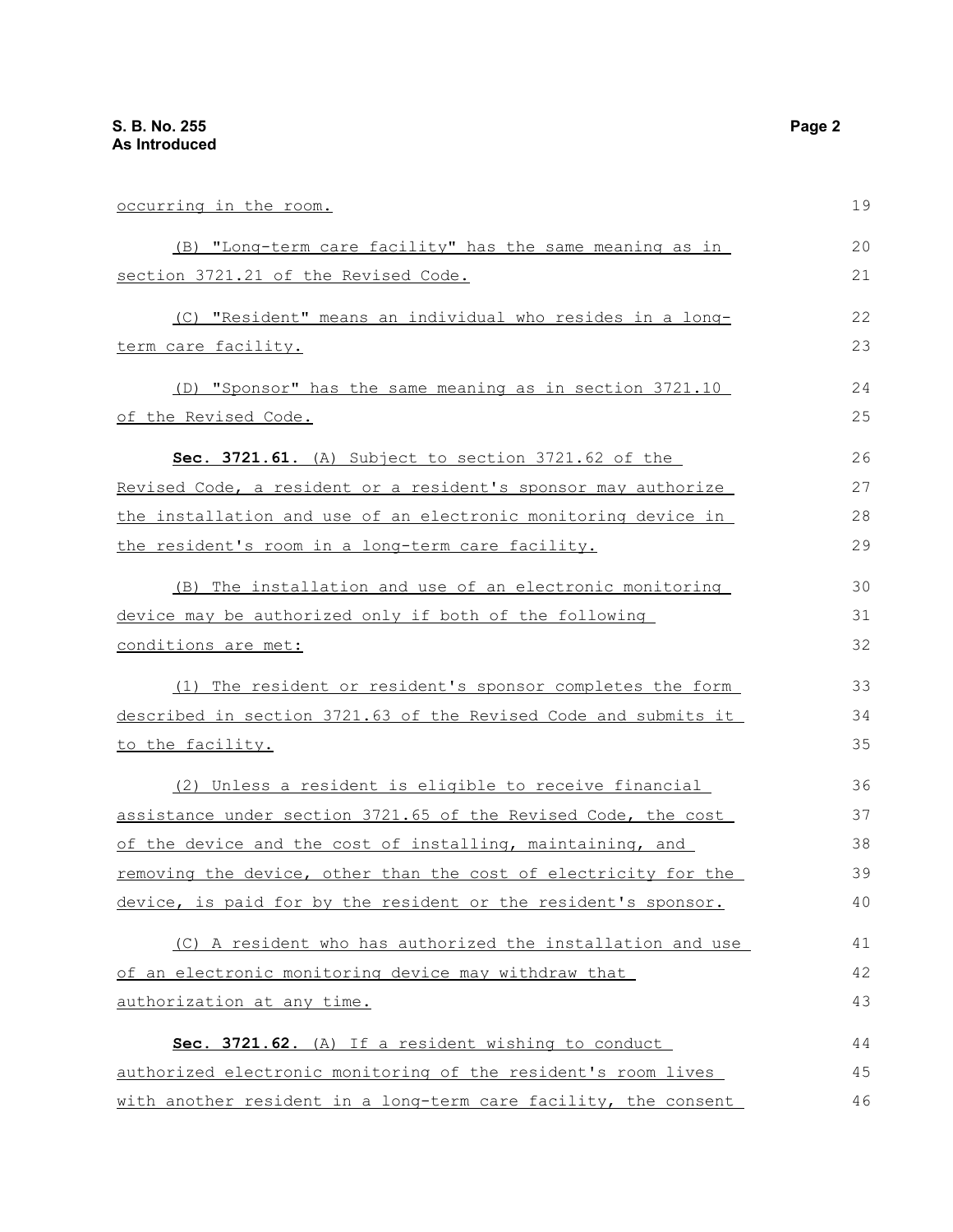occurring in the room.

(B) "Long-term care facility" has the same meaning as in section 3721.21 of the Revised Code.

(C) "Resident" means an individual who resides in a long-term care facility.

(D) "Sponsor" has the same meaning as in section 3721.10 of the Revised Code.

**Sec. 3721.61.** (A) Subject to section 3721.62 of the Revised Code, a resident or a resident's sponsor may authorize the installation and use of an electronic monitoring device in the resident's room in a long-term care facility.

(B) The installation and use of an electronic monitoring device may be authorized only if both of the following conditions are met:

(1) The resident or resident's sponsor completes the form described in section 3721.63 of the Revised Code and submits it to the facility.

(2) Unless a resident is eligible to receive financial assistance under section 3721.65 of the Revised Code, the cost of the device and the cost of installing, maintaining, and removing the device, other than the cost of electricity for the device, is paid for by the resident or the resident's sponsor.

(C) A resident who has authorized the installation and use of an electronic monitoring device may withdraw that authorization at any time.

**Sec. 3721.62.** (A) If a resident wishing to conduct authorized electronic monitoring of the resident's room lives with another resident in a long-term care facility, the consent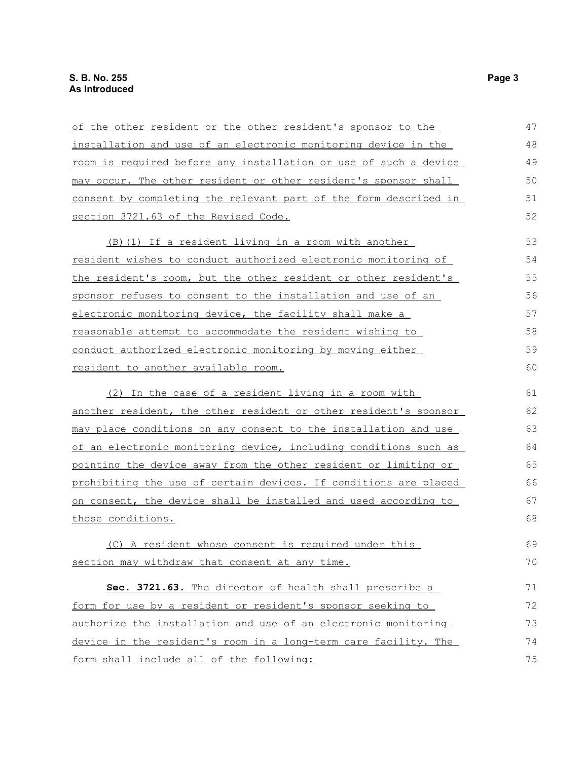of the other resident or the other resident's sponsor to the installation and use of an electronic monitoring device in the room is required before any installation or use of such a device may occur. The other resident or other resident's sponsor shall consent by completing the relevant part of the form described in section 3721.63 of the Revised Code.

(B)(1) If a resident living in a room with another resident wishes to conduct authorized electronic monitoring of the resident's room, but the other resident or other resident's sponsor refuses to consent to the installation and use of an electronic monitoring device, the facility shall make a reasonable attempt to accommodate the resident wishing to conduct authorized electronic monitoring by moving either resident to another available room.

(2) In the case of a resident living in a room with another resident, the other resident or other resident's sponsor may place conditions on any consent to the installation and use of an electronic monitoring device, including conditions such as pointing the device away from the other resident or limiting or prohibiting the use of certain devices. If conditions are placed on consent, the device shall be installed and used according to those conditions.

(C) A resident whose consent is required under this section may withdraw that consent at any time.

**Sec. 3721.63.** The director of health shall prescribe a form for use by a resident or resident's sponsor seeking to authorize the installation and use of an electronic monitoring device in the resident's room in a long-term care facility. The form shall include all of the following: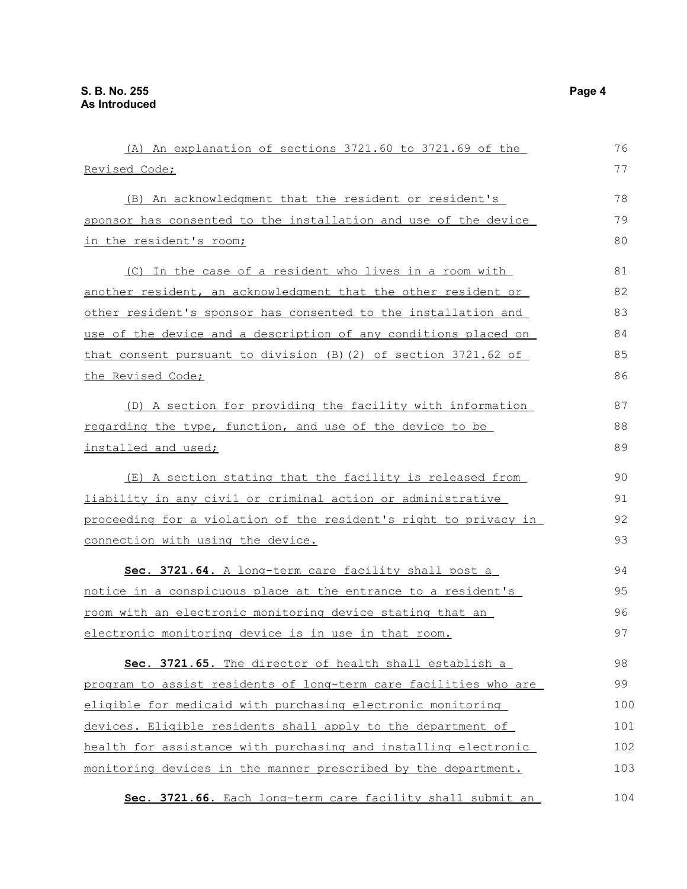(A) An explanation of sections 3721.60 to 3721.69 of the Revised Code;

(B) An acknowledgment that the resident or resident's sponsor has consented to the installation and use of the device in the resident's room;

(C) In the case of a resident who lives in a room with another resident, an acknowledgment that the other resident or other resident's sponsor has consented to the installation and use of the device and a description of any conditions placed on that consent pursuant to division (B)(2) of section 3721.62 of the Revised Code;

(D) A section for providing the facility with information regarding the type, function, and use of the device to be installed and used;

(E) A section stating that the facility is released from liability in any civil or criminal action or administrative proceeding for a violation of the resident's right to privacy in connection with using the device.

**Sec. 3721.64.** A long-term care facility shall post a notice in a conspicuous place at the entrance to a resident's room with an electronic monitoring device stating that an electronic monitoring device is in use in that room.

**Sec. 3721.65.** The director of health shall establish a program to assist residents of long-term care facilities who are eligible for medicaid with purchasing electronic monitoring devices. Eligible residents shall apply to the department of health for assistance with purchasing and installing electronic monitoring devices in the manner prescribed by the department.

**Sec. 3721.66.** Each long-term care facility shall submit an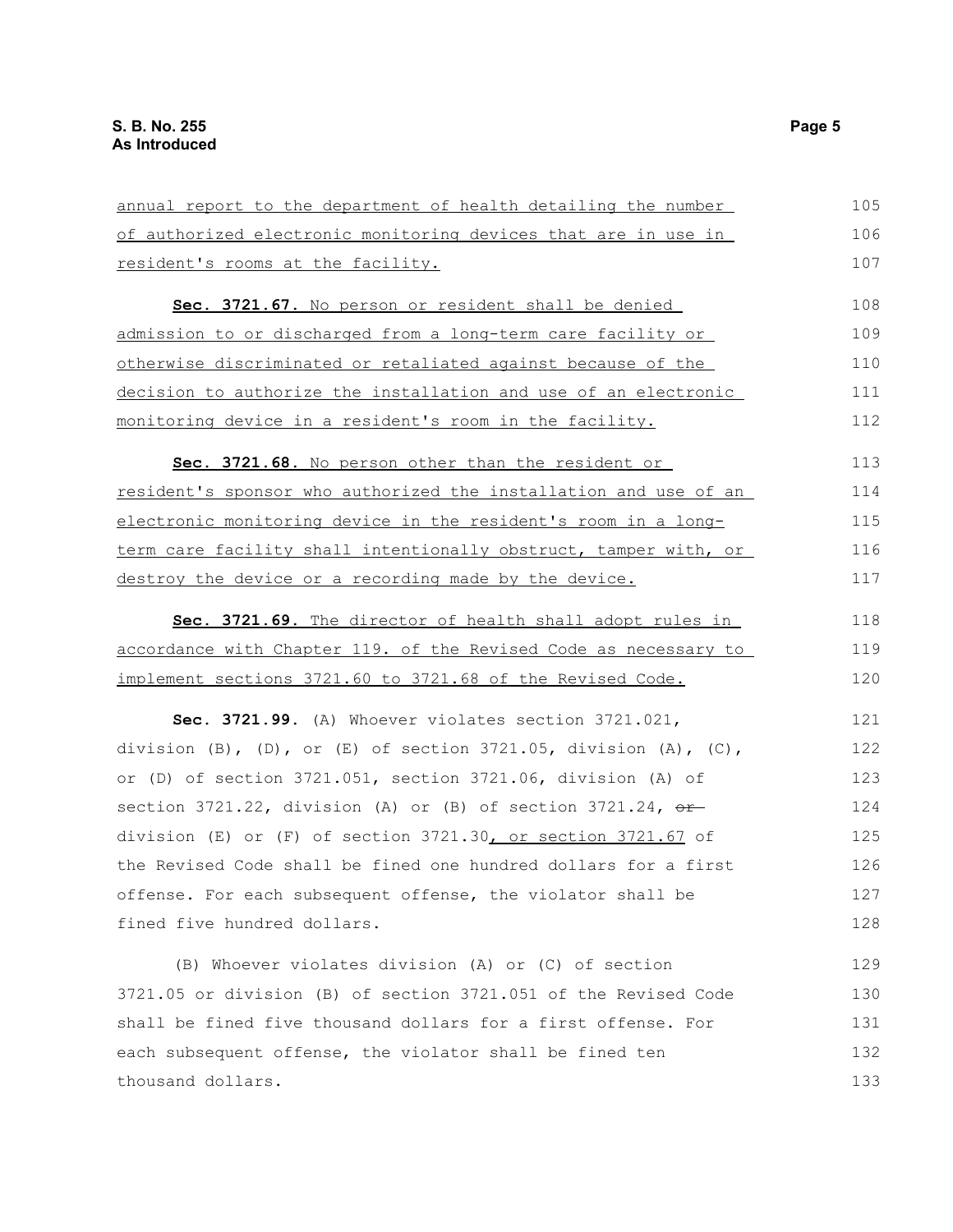annual report to the department of health detailing the number of authorized electronic monitoring devices that are in use in resident's rooms at the facility.

**Sec. 3721.67.** No person or resident shall be denied admission to or discharged from a long-term care facility or otherwise discriminated or retaliated against because of the decision to authorize the installation and use of an electronic monitoring device in a resident's room in the facility.

**Sec. 3721.68.** No person other than the resident or resident's sponsor who authorized the installation and use of an electronic monitoring device in the resident's room in a long-term care facility shall intentionally obstruct, tamper with, or destroy the device or a recording made by the device.

**Sec. 3721.69.** The director of health shall adopt rules in accordance with Chapter 119. of the Revised Code as necessary to implement sections 3721.60 to 3721.68 of the Revised Code.

**Sec. 3721.99.** (A) Whoever violates section 3721.021, division (B), (D), or (E) of section 3721.05, division (A), (C), or (D) of section 3721.051, section 3721.06, division (A) of section 3721.22, division (A) or (B) of section 3721.24, ~~or~~ division (E) or (F) of section 3721.30, or section 3721.67 of the Revised Code shall be fined one hundred dollars for a first offense. For each subsequent offense, the violator shall be fined five hundred dollars.

(B) Whoever violates division (A) or (C) of section 3721.05 or division (B) of section 3721.051 of the Revised Code shall be fined five thousand dollars for a first offense. For each subsequent offense, the violator shall be fined ten thousand dollars.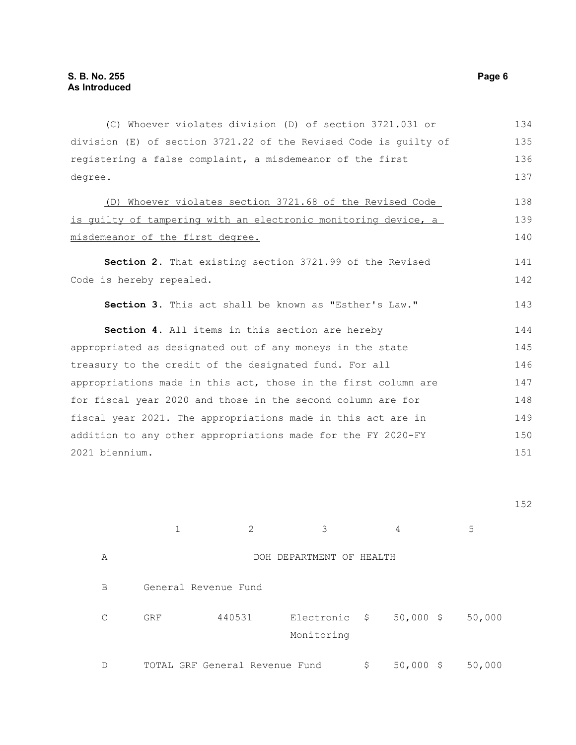(C) Whoever violates division (D) of section 3721.031 or division (E) of section 3721.22 of the Revised Code is guilty of registering a false complaint, a misdemeanor of the first degree.

<u>(D) Whoever violates section 3721.68 of the Revised Code is guilty of tampering with an electronic monitoring device, a misdemeanor of the first degree.</u>

**Section 2.** That existing section 3721.99 of the Revised Code is hereby repealed.

**Section 3.** This act shall be known as "Esther's Law."

**Section 4.** All items in this section are hereby appropriated as designated out of any moneys in the state treasury to the credit of the designated fund. For all appropriations made in this act, those in the first column are for fiscal year 2020 and those in the second column are for fiscal year 2021. The appropriations made in this act are in addition to any other appropriations made for the FY 2020-FY 2021 biennium.

| | 1 | 2 | 3 | 4 | 5 |
|---|---|---|---|---|---|
| A | | | DOH DEPARTMENT OF HEALTH | | |
| B | General Revenue Fund | | | | |
| C | GRF | 440531 | Electronic Monitoring | $ 50,000 | $ 50,000 |
| D | TOTAL GRF General Revenue Fund | | | $ 50,000 | $ 50,000 |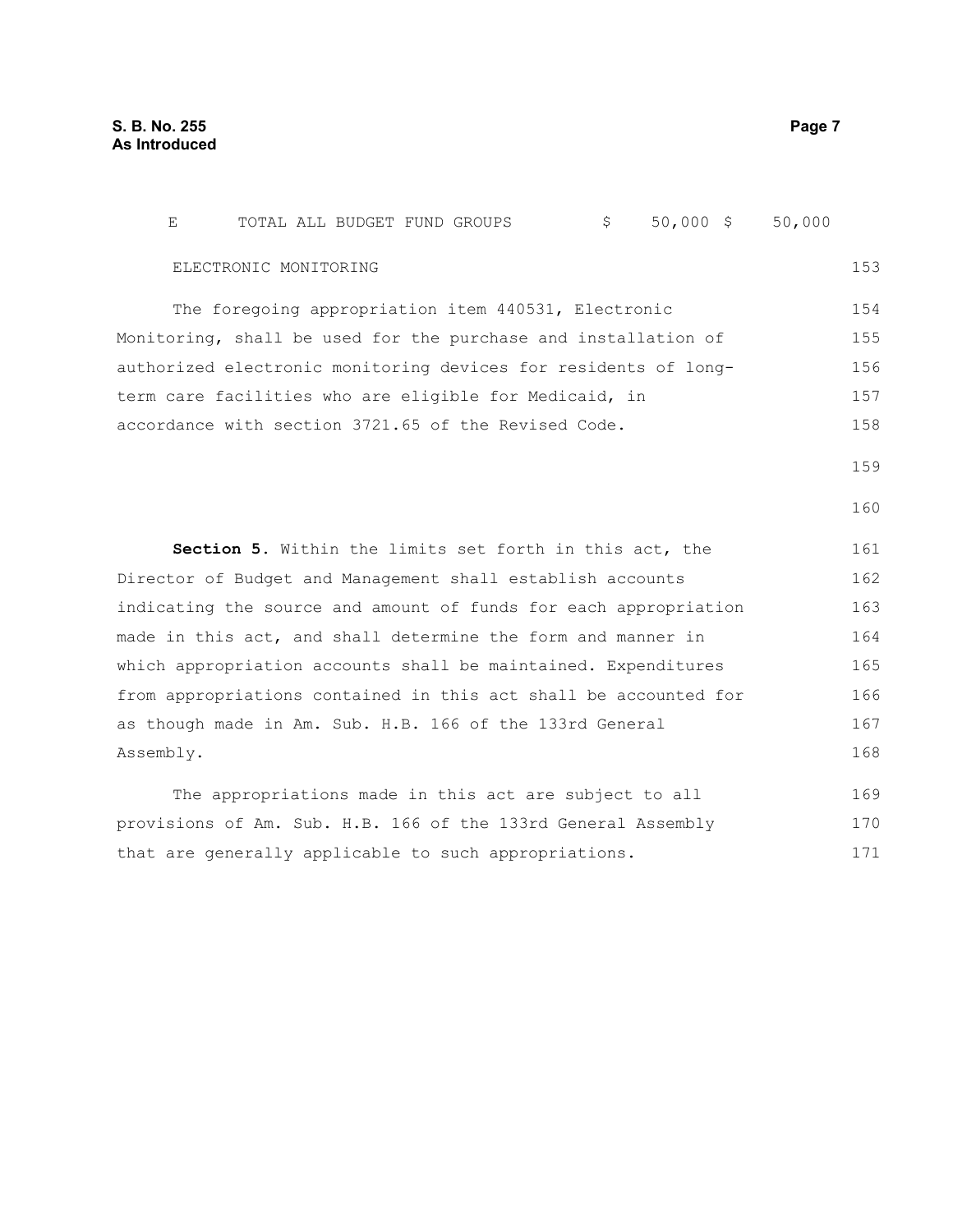| | | | | |
|---|---|---|---|---|
| E | TOTAL ALL BUDGET FUND GROUPS | $ | 50,000 $ | 50,000 |

ELECTRONIC MONITORING

The foregoing appropriation item 440531, Electronic Monitoring, shall be used for the purchase and installation of authorized electronic monitoring devices for residents of long-term care facilities who are eligible for Medicaid, in accordance with section 3721.65 of the Revised Code.

**Section 5.** Within the limits set forth in this act, the Director of Budget and Management shall establish accounts indicating the source and amount of funds for each appropriation made in this act, and shall determine the form and manner in which appropriation accounts shall be maintained. Expenditures from appropriations contained in this act shall be accounted for as though made in Am. Sub. H.B. 166 of the 133rd General Assembly.

The appropriations made in this act are subject to all provisions of Am. Sub. H.B. 166 of the 133rd General Assembly that are generally applicable to such appropriations.